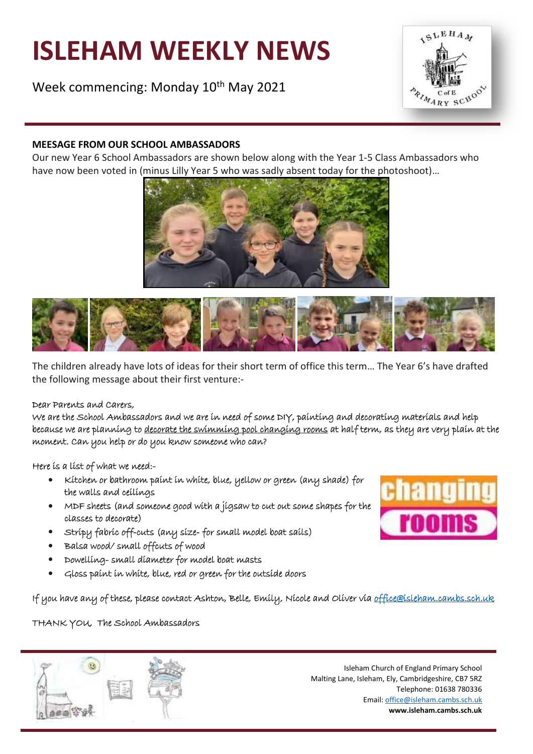# ISLEHAM WEEKLY NEWS

Week commencing: Monday 10th May 2021

**MEESAGE FROM OUR SCHOOL AMBASSADORS**

Our new Year 6 School Ambassadors are shown below along with the Year 1-5 Class Ambassadors who have now been voted in (minus Lilly Year 5 who was sadly absent today for the photoshoot)…

The children already have lots of ideas for their short term of office this term… The Year 6's have drafted the following message about their first venture:-

Dear Parents and Carers,

We are the School Ambassadors and we are in need of some DIY, painting and decorating materials and help because we are planning to decorate the swimming pool changing rooms at half term, as they are very plain at the moment. Can you help or do you know someone who can?

Here is a list of what we need:-

- Kitchen or bathroom paint in white, blue, yellow or green (any shade) for the walls and ceilings
- MDF sheets (and someone good with a jigsaw to cut out some shapes for the classes to decorate)
- Stripy fabric off-cuts (any size- for small model boat sails)
- Balsa wood/ small offcuts of wood
- Dowelling- small diameter for model boat masts
- Gloss paint in white, blue, red or green for the outside doors

If you have any of these, please contact Ashton, Belle, Emily, Nicole and Oliver via office@isleham.cambs.sch.uk

THANK YOU The School Ambassadors

Isleham Church of England Primary School
Malting Lane, Isleham, Ely, Cambridgeshire, CB7 5RZ
Telephone: 01638 780336
Email: office@isleham.cambs.sch.uk
**www.isleham.cambs.sch.uk**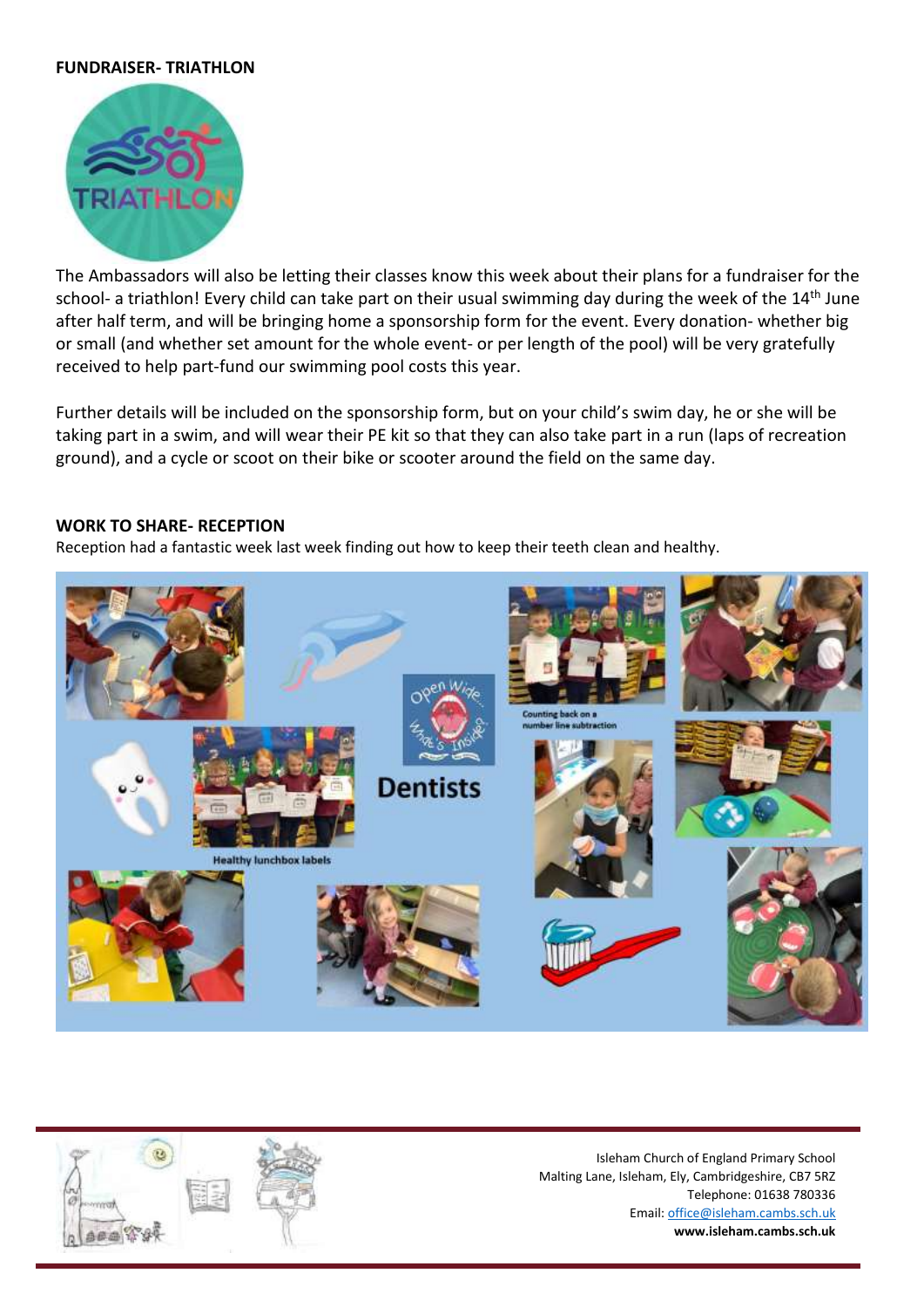**FUNDRAISER- TRIATHLON**

The Ambassadors will also be letting their classes know this week about their plans for a fundraiser for the school- a triathlon! Every child can take part on their usual swimming day during the week of the 14th June after half term, and will be bringing home a sponsorship form for the event. Every donation- whether big or small (and whether set amount for the whole event- or per length of the pool) will be very gratefully received to help part-fund our swimming pool costs this year.

Further details will be included on the sponsorship form, but on your child's swim day, he or she will be taking part in a swim, and will wear their PE kit so that they can also take part in a run (laps of recreation ground), and a cycle or scoot on their bike or scooter around the field on the same day.

**WORK TO SHARE- RECEPTION**

Reception had a fantastic week last week finding out how to keep their teeth clean and healthy.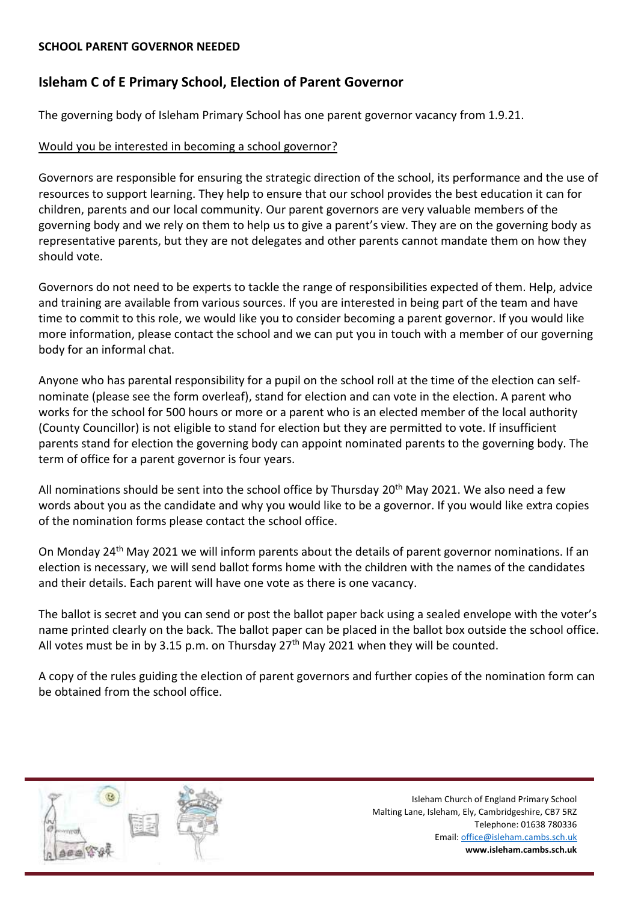**SCHOOL PARENT GOVERNOR NEEDED**

## Isleham C of E Primary School, Election of Parent Governor

The governing body of Isleham Primary School has one parent governor vacancy from 1.9.21.

Would you be interested in becoming a school governor?

Governors are responsible for ensuring the strategic direction of the school, its performance and the use of resources to support learning. They help to ensure that our school provides the best education it can for children, parents and our local community. Our parent governors are very valuable members of the governing body and we rely on them to help us to give a parent's view. They are on the governing body as representative parents, but they are not delegates and other parents cannot mandate them on how they should vote.

Governors do not need to be experts to tackle the range of responsibilities expected of them. Help, advice and training are available from various sources. If you are interested in being part of the team and have time to commit to this role, we would like you to consider becoming a parent governor. If you would like more information, please contact the school and we can put you in touch with a member of our governing body for an informal chat.

Anyone who has parental responsibility for a pupil on the school roll at the time of the election can self-nominate (please see the form overleaf), stand for election and can vote in the election. A parent who works for the school for 500 hours or more or a parent who is an elected member of the local authority (County Councillor) is not eligible to stand for election but they are permitted to vote. If insufficient parents stand for election the governing body can appoint nominated parents to the governing body. The term of office for a parent governor is four years.

All nominations should be sent into the school office by Thursday 20th May 2021. We also need a few words about you as the candidate and why you would like to be a governor. If you would like extra copies of the nomination forms please contact the school office.

On Monday 24th May 2021 we will inform parents about the details of parent governor nominations. If an election is necessary, we will send ballot forms home with the children with the names of the candidates and their details. Each parent will have one vote as there is one vacancy.

The ballot is secret and you can send or post the ballot paper back using a sealed envelope with the voter's name printed clearly on the back. The ballot paper can be placed in the ballot box outside the school office. All votes must be in by 3.15 p.m. on Thursday 27th May 2021 when they will be counted.

A copy of the rules guiding the election of parent governors and further copies of the nomination form can be obtained from the school office.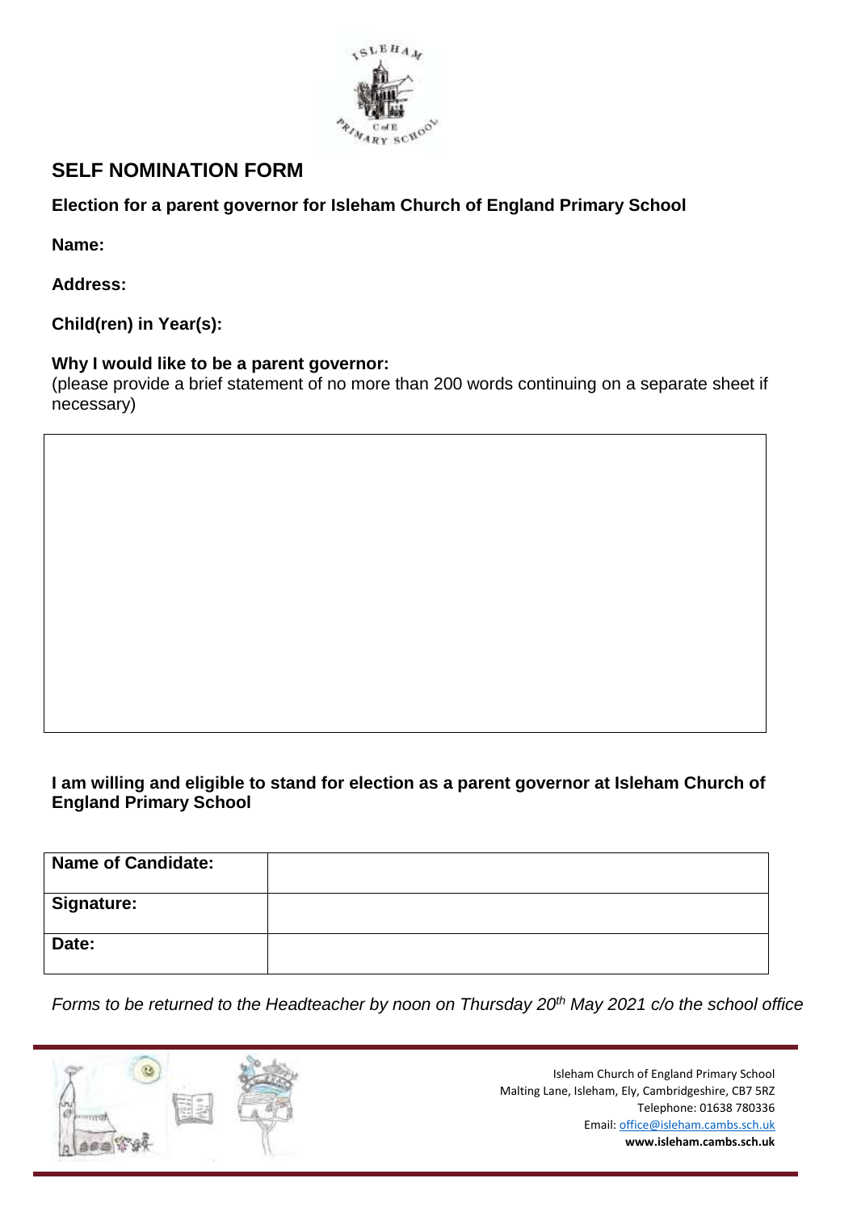## SELF NOMINATION FORM

**Election for a parent governor for Isleham Church of England Primary School**

**Name:**

**Address:**

**Child(ren) in Year(s):**

**Why I would like to be a parent governor:**
(please provide a brief statement of no more than 200 words continuing on a separate sheet if necessary)

**I am willing and eligible to stand for election as a parent governor at Isleham Church of England Primary School**

| Name of Candidate: | |
|---|---|
| Signature: | |
| Date: | |

*Forms to be returned to the Headteacher by noon on Thursday 20th May 2021 c/o the school office*

Isleham Church of England Primary School
Malting Lane, Isleham, Ely, Cambridgeshire, CB7 5RZ
Telephone: 01638 780336
Email: office@isleham.cambs.sch.uk
**www.isleham.cambs.sch.uk**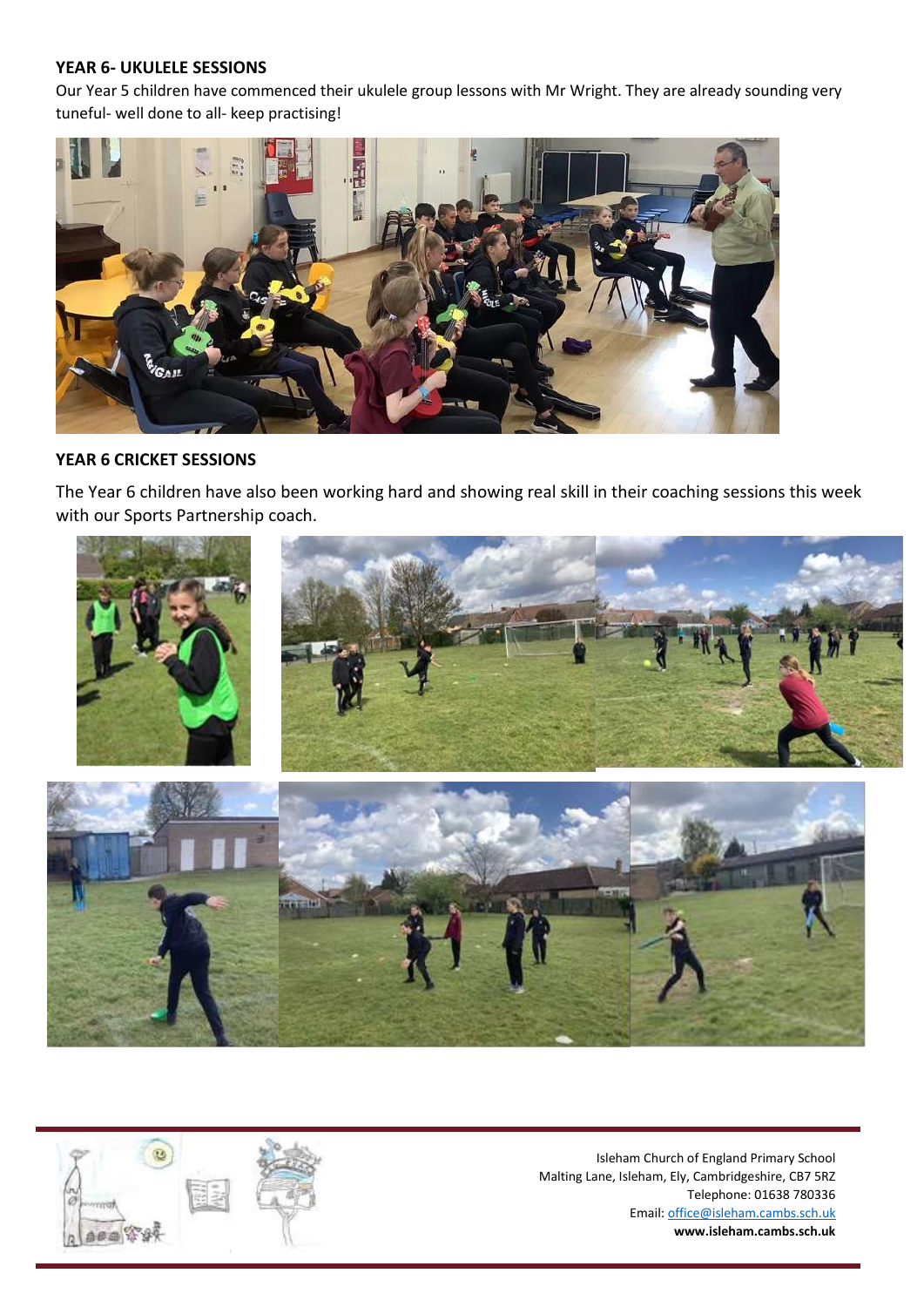### YEAR 6- UKULELE SESSIONS

Our Year 5 children have commenced their ukulele group lessons with Mr Wright. They are already sounding very tuneful- well done to all- keep practising!

### YEAR 6 CRICKET SESSIONS

The Year 6 children have also been working hard and showing real skill in their coaching sessions this week with our Sports Partnership coach.

Isleham Church of England Primary School
Malting Lane, Isleham, Ely, Cambridgeshire, CB7 5RZ
Telephone: 01638 780336
Email: office@isleham.cambs.sch.uk
**www.isleham.cambs.sch.uk**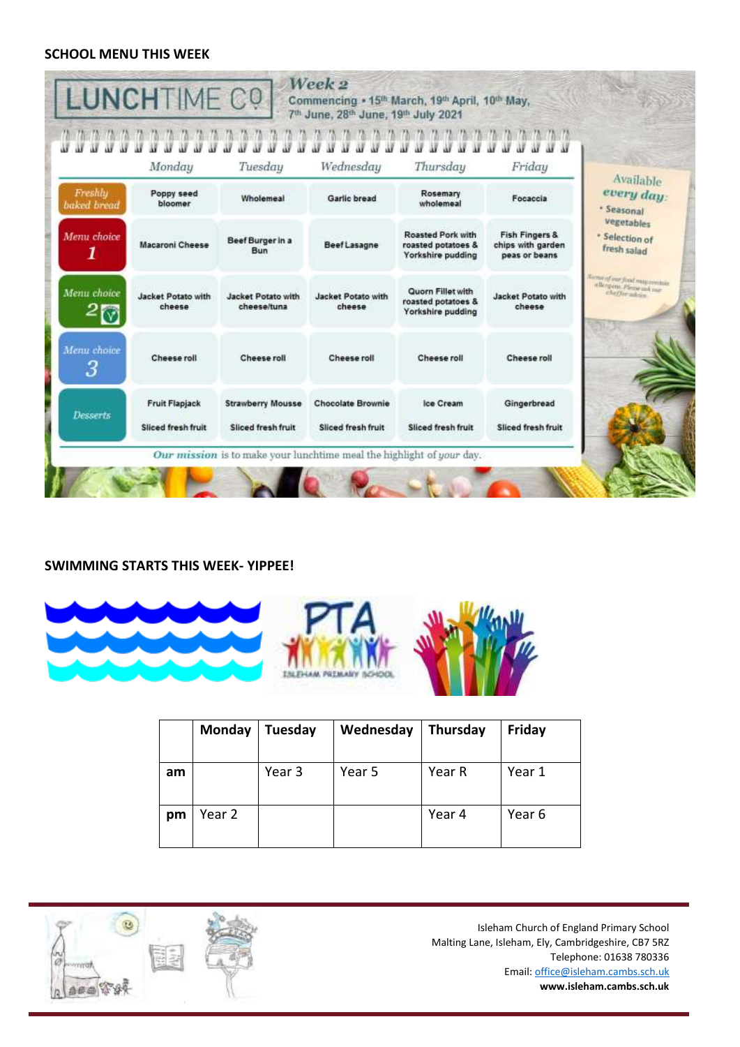**SCHOOL MENU THIS WEEK**

LUNCHTIME CO

*Week 2*

Commencing • 15th March, 19th April, 10th May, 7th June, 28th June, 19th July 2021

| | Monday | Tuesday | Wednesday | Thursday | Friday |
|---|---|---|---|---|---|
| Freshly baked bread | Poppy seed bloomer | Wholemeal | Garlic bread | Rosemary wholemeal | Focaccia |
| Menu choice 1 | Macaroni Cheese | Beef Burger in a Bun | Beef Lasagne | Roasted Pork with roasted potatoes & Yorkshire pudding | Fish Fingers & chips with garden peas or beans |
| Menu choice 2 (V) | Jacket Potato with cheese | Jacket Potato with cheese/tuna | Jacket Potato with cheese | Quorn Fillet with roasted potatoes & Yorkshire pudding | Jacket Potato with cheese |
| Menu choice 3 | Cheese roll | Cheese roll | Cheese roll | Cheese roll | Cheese roll |
| Desserts | Fruit Flapjack<br>Sliced fresh fruit | Strawberry Mousse<br>Sliced fresh fruit | Chocolate Brownie<br>Sliced fresh fruit | Ice Cream<br>Sliced fresh fruit | Gingerbread<br>Sliced fresh fruit |

Available *every day*:
- Seasonal vegetables
- Selection of fresh salad

Some of our food may contain allergens. Please ask our chef for advice.

*Our mission* is to make your lunchtime meal the highlight of *your* day.

**SWIMMING STARTS THIS WEEK- YIPPEE!**

| | Monday | Tuesday | Wednesday | Thursday | Friday |
|---|---|---|---|---|---|
| am | | Year 3 | Year 5 | Year R | Year 1 |
| pm | Year 2 | | | Year 4 | Year 6 |

Isleham Church of England Primary School
Malting Lane, Isleham, Ely, Cambridgeshire, CB7 5RZ
Telephone: 01638 780336
Email: office@isleham.cambs.sch.uk
**www.isleham.cambs.sch.uk**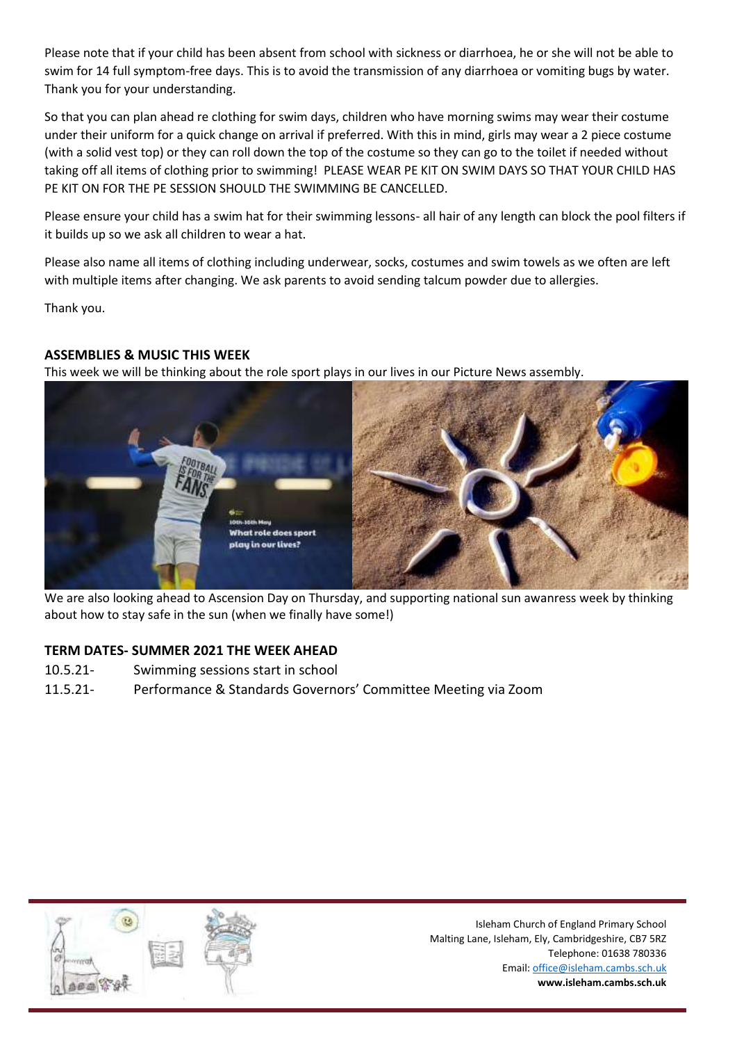Please note that if your child has been absent from school with sickness or diarrhoea, he or she will not be able to swim for 14 full symptom-free days. This is to avoid the transmission of any diarrhoea or vomiting bugs by water. Thank you for your understanding.

So that you can plan ahead re clothing for swim days, children who have morning swims may wear their costume under their uniform for a quick change on arrival if preferred. With this in mind, girls may wear a 2 piece costume (with a solid vest top) or they can roll down the top of the costume so they can go to the toilet if needed without taking off all items of clothing prior to swimming! PLEASE WEAR PE KIT ON SWIM DAYS SO THAT YOUR CHILD HAS PE KIT ON FOR THE PE SESSION SHOULD THE SWIMMING BE CANCELLED.

Please ensure your child has a swim hat for their swimming lessons- all hair of any length can block the pool filters if it builds up so we ask all children to wear a hat.

Please also name all items of clothing including underwear, socks, costumes and swim towels as we often are left with multiple items after changing. We ask parents to avoid sending talcum powder due to allergies.

Thank you.

**ASSEMBLIES & MUSIC THIS WEEK**

This week we will be thinking about the role sport plays in our lives in our Picture News assembly.

We are also looking ahead to Ascension Day on Thursday, and supporting national sun awanress week by thinking about how to stay safe in the sun (when we finally have some!)

**TERM DATES- SUMMER 2021 THE WEEK AHEAD**

10.5.21- Swimming sessions start in school

11.5.21- Performance & Standards Governors' Committee Meeting via Zoom

Isleham Church of England Primary School
Malting Lane, Isleham, Ely, Cambridgeshire, CB7 5RZ
Telephone: 01638 780336
Email: office@isleham.cambs.sch.uk
**www.isleham.cambs.sch.uk**